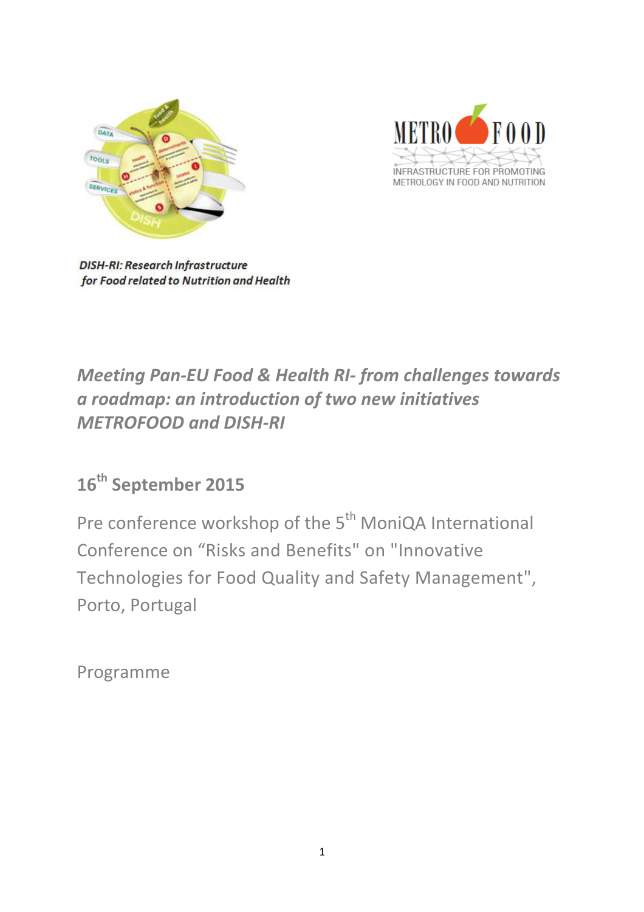*DISH-RI: Research Infrastructure for Food related to Nutrition and Health*

# *Meeting Pan-EU Food & Health RI- from challenges towards a roadmap: an introduction of two new initiatives METROFOOD and DISH-RI*

## 16th September 2015

Pre conference workshop of the 5th MoniQA International Conference on "Risks and Benefits" on "Innovative Technologies for Food Quality and Safety Management", Porto, Portugal

Programme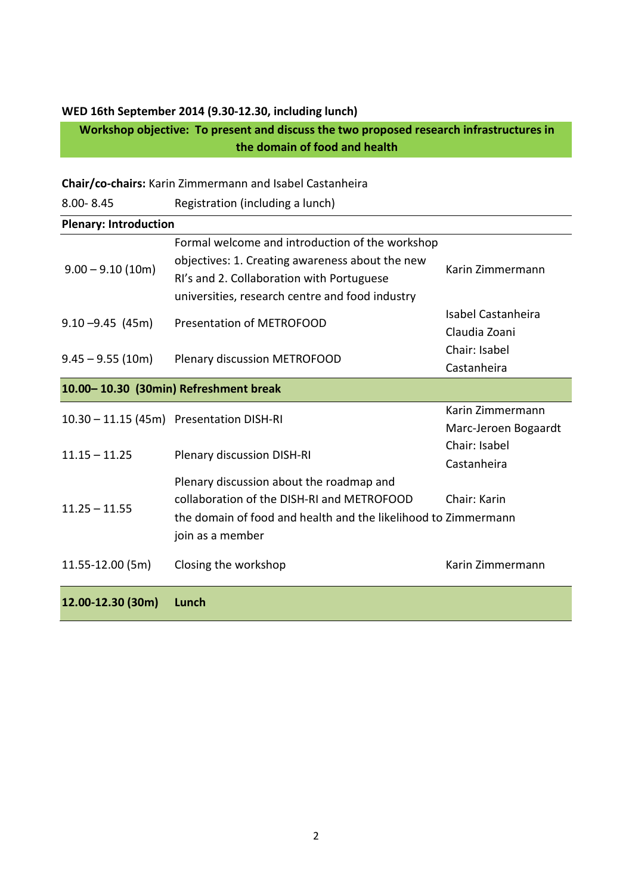**WED 16th September 2014 (9.30-12.30, including lunch)**

**Workshop objective: To present and discuss the two proposed research infrastructures in the domain of food and health**

**Chair/co-chairs:** Karin Zimmermann and Isabel Castanheira

| | | |
|---|---|---|
| 8.00- 8.45 | Registration (including a lunch) | |
| **Plenary: Introduction** | | |
| 9.00 – 9.10 (10m) | Formal welcome and introduction of the workshop objectives: 1. Creating awareness about the new RI's and 2. Collaboration with Portuguese universities, research centre and food industry | Karin Zimmermann |
| 9.10 –9.45 (45m) | Presentation of METROFOOD | Isabel Castanheira Claudia Zoani |
| 9.45 – 9.55 (10m) | Plenary discussion METROFOOD | Chair: Isabel Castanheira |
| **10.00– 10.30 (30min) Refreshment break** | | |
| 10.30 – 11.15 (45m) | Presentation DISH-RI | Karin Zimmermann Marc-Jeroen Bogaardt |
| 11.15 – 11.25 | Plenary discussion DISH-RI | Chair: Isabel Castanheira |
| 11.25 – 11.55 | Plenary discussion about the roadmap and collaboration of the DISH-RI and METROFOOD the domain of food and health and the likelihood to join as a member | Chair: Karin Zimmermann |
| 11.55-12.00 (5m) | Closing the workshop | Karin Zimmermann |
| **12.00-12.30 (30m)** | **Lunch** | |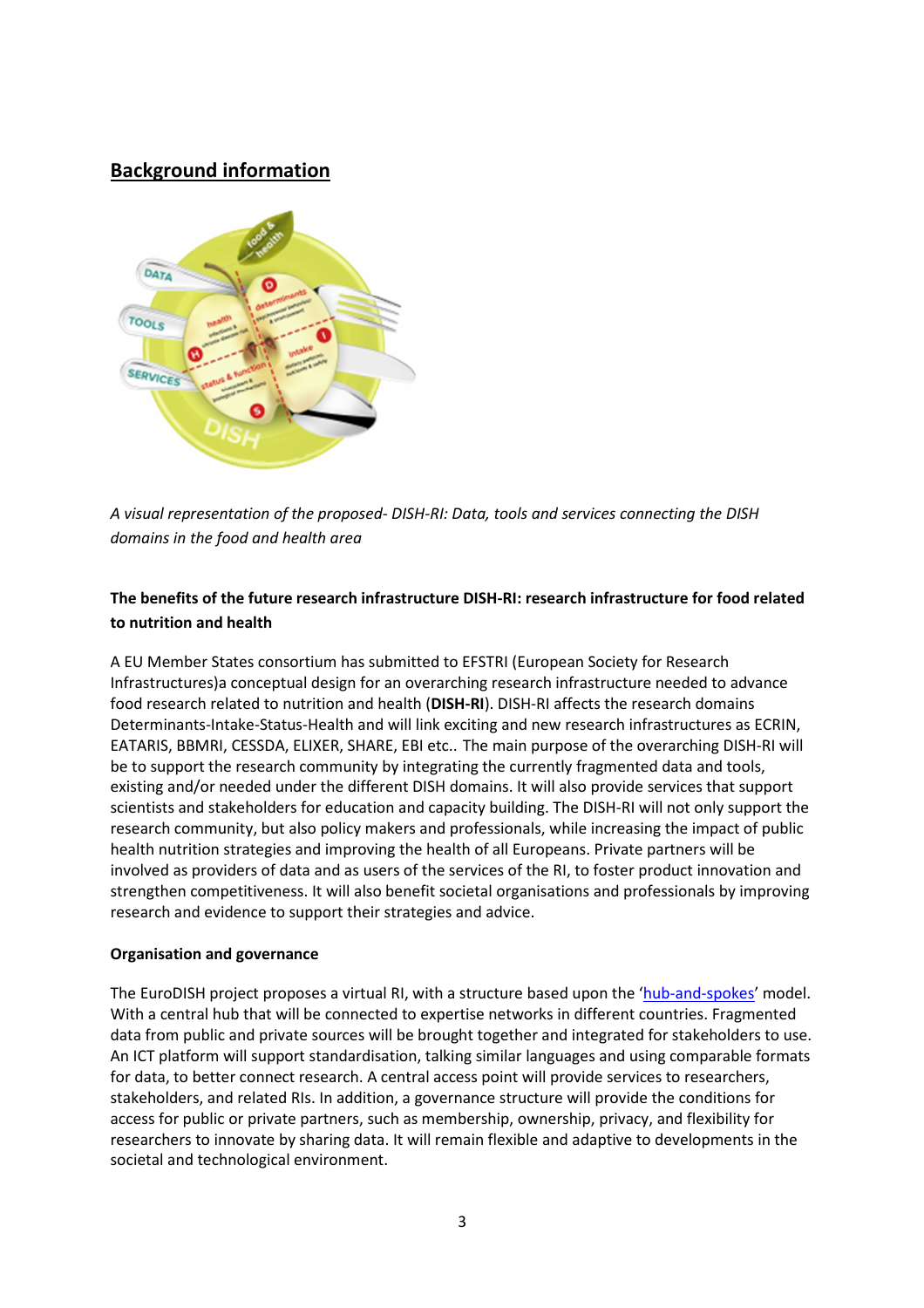## Background information

*A visual representation of the proposed- DISH-RI: Data, tools and services connecting the DISH domains in the food and health area*

**The benefits of the future research infrastructure DISH-RI: research infrastructure for food related to nutrition and health**

A EU Member States consortium has submitted to EFSTRI (European Society for Research Infrastructures)a conceptual design for an overarching research infrastructure needed to advance food research related to nutrition and health (**DISH-RI**). DISH-RI affects the research domains Determinants-Intake-Status-Health and will link exciting and new research infrastructures as ECRIN, EATARIS, BBMRI, CESSDA, ELIXER, SHARE, EBI etc.. The main purpose of the overarching DISH-RI will be to support the research community by integrating the currently fragmented data and tools, existing and/or needed under the different DISH domains. It will also provide services that support scientists and stakeholders for education and capacity building. The DISH-RI will not only support the research community, but also policy makers and professionals, while increasing the impact of public health nutrition strategies and improving the health of all Europeans. Private partners will be involved as providers of data and as users of the services of the RI, to foster product innovation and strengthen competitiveness. It will also benefit societal organisations and professionals by improving research and evidence to support their strategies and advice.

**Organisation and governance**

The EuroDISH project proposes a virtual RI, with a structure based upon the 'hub-and-spokes' model. With a central hub that will be connected to expertise networks in different countries. Fragmented data from public and private sources will be brought together and integrated for stakeholders to use. An ICT platform will support standardisation, talking similar languages and using comparable formats for data, to better connect research. A central access point will provide services to researchers, stakeholders, and related RIs. In addition, a governance structure will provide the conditions for access for public or private partners, such as membership, ownership, privacy, and flexibility for researchers to innovate by sharing data. It will remain flexible and adaptive to developments in the societal and technological environment.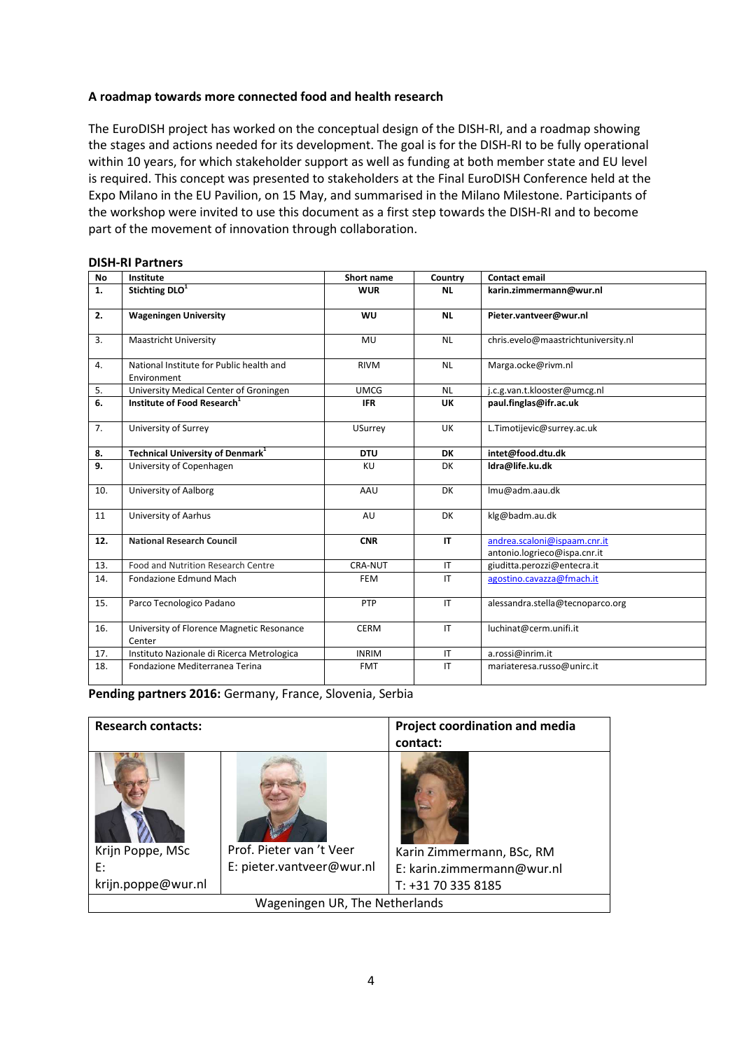**A roadmap towards more connected food and health research**

The EuroDISH project has worked on the conceptual design of the DISH-RI, and a roadmap showing the stages and actions needed for its development. The goal is for the DISH-RI to be fully operational within 10 years, for which stakeholder support as well as funding at both member state and EU level is required. This concept was presented to stakeholders at the Final EuroDISH Conference held at the Expo Milano in the EU Pavilion, on 15 May, and summarised in the Milano Milestone. Participants of the workshop were invited to use this document as a first step towards the DISH-RI and to become part of the movement of innovation through collaboration.

**DISH-RI Partners**

| No | Institute | Short name | Country | Contact email |
|---|---|---|---|---|
| **1.** | **Stichting DLO**[1] | **WUR** | **NL** | **karin.zimmermann@wur.nl** |
| **2.** | **Wageningen University** | **WU** | **NL** | **Pieter.vantveer@wur.nl** |
| 3. | Maastricht University | MU | NL | chris.evelo@maastrichtuniversity.nl |
| 4. | National Institute for Public health and Environment | RIVM | NL | Marga.ocke@rivm.nl |
| 5. | University Medical Center of Groningen | UMCG | NL | j.c.g.van.t.klooster@umcg.nl |
| **6.** | **Institute of Food Research**[1] | **IFR** | **UK** | **paul.finglas@ifr.ac.uk** |
| 7. | University of Surrey | USurrey | UK | L.Timotijevic@surrey.ac.uk |
| **8.** | **Technical University of Denmark**[1] | **DTU** | **DK** | **intet@food.dtu.dk** |
| 9. | University of Copenhagen | KU | DK | **ldra@life.ku.dk** |
| 10. | University of Aalborg | AAU | DK | lmu@adm.aau.dk |
| 11 | University of Aarhus | AU | DK | klg@badm.au.dk |
| **12.** | **National Research Council** | **CNR** | **IT** | andrea.scaloni@ispaam.cnr.it antonio.logrieco@ispa.cnr.it |
| 13. | Food and Nutrition Research Centre | CRA-NUT | IT | giuditta.perozzi@entecra.it |
| 14. | Fondazione Edmund Mach | FEM | IT | agostino.cavazza@fmach.it |
| 15. | Parco Tecnologico Padano | PTP | IT | alessandra.stella@tecnoparco.org |
| 16. | University of Florence Magnetic Resonance Center | CERM | IT | luchinat@cerm.unifi.it |
| 17. | Instituto Nazionale di Ricerca Metrologica | INRIM | IT | a.rossi@inrim.it |
| 18. | Fondazione Mediterranea Terina | FMT | IT | mariateresa.russo@unirc.it |

**Pending partners 2016:** Germany, France, Slovenia, Serbia

| **Research contacts:** | | **Project coordination and media contact:** |
|---|---|---|
| Krijn Poppe, MSc E: krijn.poppe@wur.nl | Prof. Pieter van 't Veer E: pieter.vantveer@wur.nl | Karin Zimmermann, BSc, RM E: karin.zimmermann@wur.nl T: +31 70 335 8185 |
| Wageningen UR, The Netherlands | | |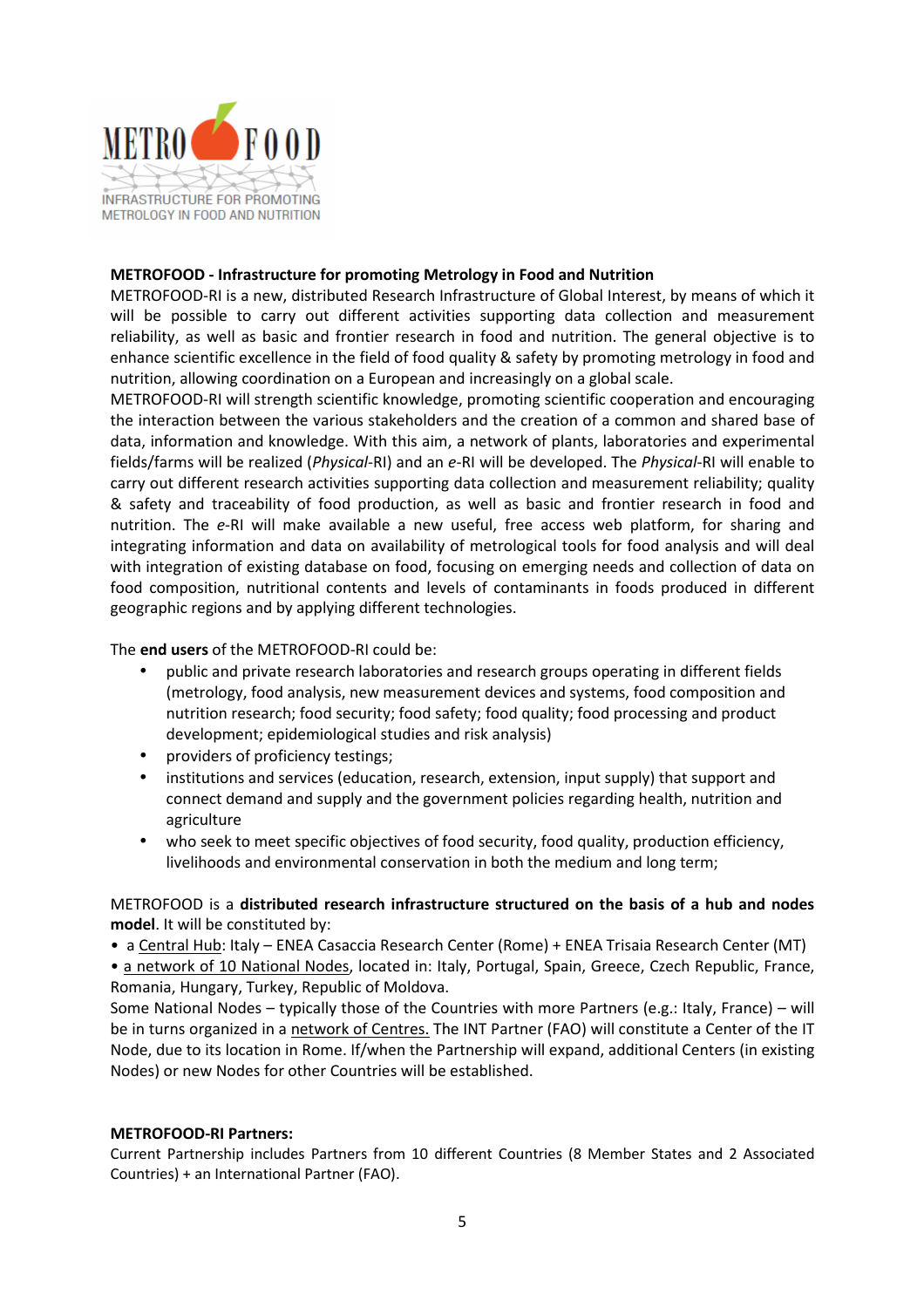**METROFOOD - Infrastructure for promoting Metrology in Food and Nutrition**

METROFOOD-RI is a new, distributed Research Infrastructure of Global Interest, by means of which it will be possible to carry out different activities supporting data collection and measurement reliability, as well as basic and frontier research in food and nutrition. The general objective is to enhance scientific excellence in the field of food quality & safety by promoting metrology in food and nutrition, allowing coordination on a European and increasingly on a global scale.

METROFOOD-RI will strength scientific knowledge, promoting scientific cooperation and encouraging the interaction between the various stakeholders and the creation of a common and shared base of data, information and knowledge. With this aim, a network of plants, laboratories and experimental fields/farms will be realized (*Physical*-RI) and an *e*-RI will be developed. The *Physical*-RI will enable to carry out different research activities supporting data collection and measurement reliability; quality & safety and traceability of food production, as well as basic and frontier research in food and nutrition. The *e*-RI will make available a new useful, free access web platform, for sharing and integrating information and data on availability of metrological tools for food analysis and will deal with integration of existing database on food, focusing on emerging needs and collection of data on food composition, nutritional contents and levels of contaminants in foods produced in different geographic regions and by applying different technologies.

The **end users** of the METROFOOD-RI could be:

- public and private research laboratories and research groups operating in different fields (metrology, food analysis, new measurement devices and systems, food composition and nutrition research; food security; food safety; food quality; food processing and product development; epidemiological studies and risk analysis)
- providers of proficiency testings;
- institutions and services (education, research, extension, input supply) that support and connect demand and supply and the government policies regarding health, nutrition and agriculture
- who seek to meet specific objectives of food security, food quality, production efficiency, livelihoods and environmental conservation in both the medium and long term;

METROFOOD is a **distributed research infrastructure structured on the basis of a hub and nodes model**. It will be constituted by:

- a <u>Central Hub</u>: Italy – ENEA Casaccia Research Center (Rome) + ENEA Trisaia Research Center (MT)
- <u>a network of 10 National Nodes</u>, located in: Italy, Portugal, Spain, Greece, Czech Republic, France, Romania, Hungary, Turkey, Republic of Moldova.

Some National Nodes – typically those of the Countries with more Partners (e.g.: Italy, France) – will be in turns organized in a <u>network of Centres.</u> The INT Partner (FAO) will constitute a Center of the IT Node, due to its location in Rome. If/when the Partnership will expand, additional Centers (in existing Nodes) or new Nodes for other Countries will be established.

**METROFOOD-RI Partners:**

Current Partnership includes Partners from 10 different Countries (8 Member States and 2 Associated Countries) + an International Partner (FAO).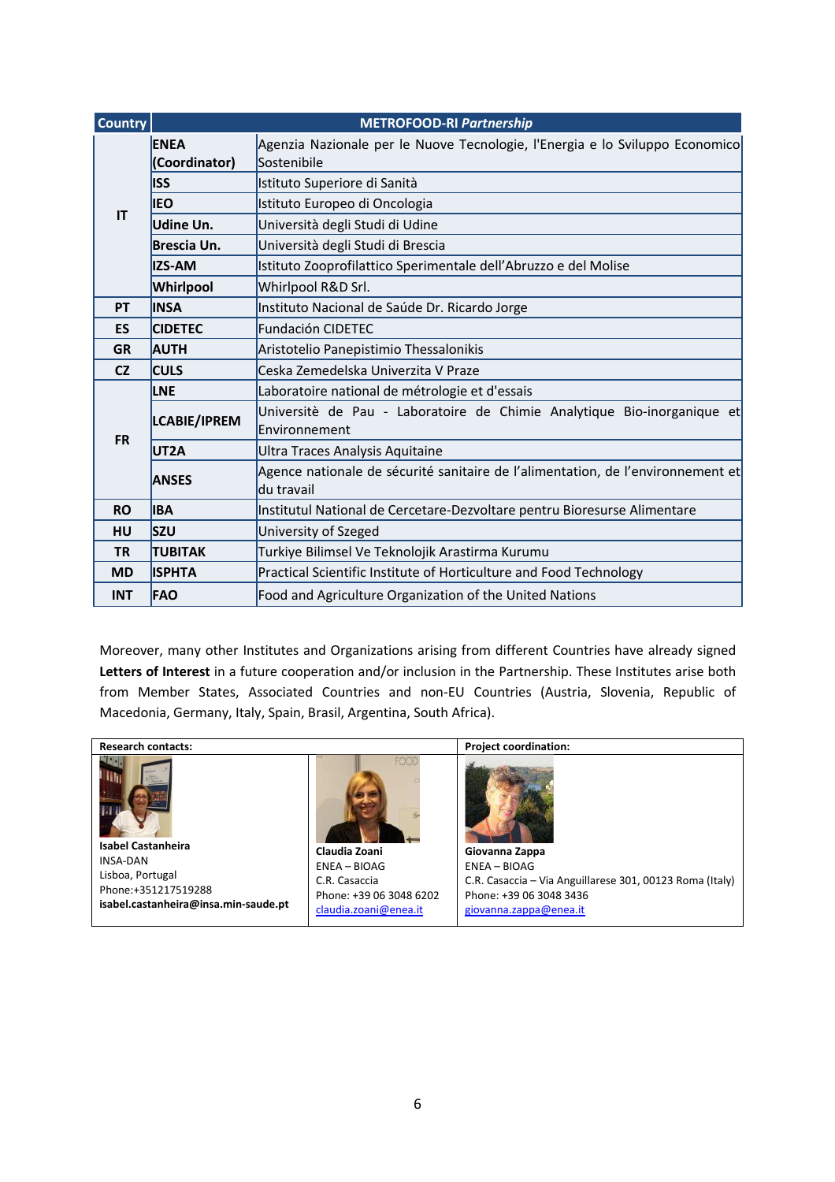| Country | METROFOOD-RI *Partnership* | |
|---|---|---|
| IT | **ENEA (Coordinator)** | Agenzia Nazionale per le Nuove Tecnologie, l'Energia e lo Sviluppo Economico Sostenibile |
| | **ISS** | Istituto Superiore di Sanità |
| | **IEO** | Istituto Europeo di Oncologia |
| | **Udine Un.** | Università degli Studi di Udine |
| | **Brescia Un.** | Università degli Studi di Brescia |
| | **IZS-AM** | Istituto Zooprofilattico Sperimentale dell'Abruzzo e del Molise |
| | **Whirlpool** | Whirlpool R&D Srl. |
| **PT** | **INSA** | Instituto Nacional de Saúde Dr. Ricardo Jorge |
| **ES** | **CIDETEC** | Fundación CIDETEC |
| **GR** | **AUTH** | Aristotelio Panepistimio Thessalonikis |
| **CZ** | **CULS** | Ceska Zemedelska Univerzita V Praze |
| **FR** | **LNE** | Laboratoire national de métrologie et d'essais |
| | **LCABIE/IPREM** | Universitè de Pau - Laboratoire de Chimie Analytique Bio-inorganique et Environnement |
| | **UT2A** | Ultra Traces Analysis Aquitaine |
| | **ANSES** | Agence nationale de sécurité sanitaire de l'alimentation, de l'environnement et du travail |
| **RO** | **IBA** | Institutul National de Cercetare-Dezvoltare pentru Bioresurse Alimentare |
| **HU** | **SZU** | University of Szeged |
| **TR** | **TUBITAK** | Turkiye Bilimsel Ve Teknolojik Arastirma Kurumu |
| **MD** | **ISPHTA** | Practical Scientific Institute of Horticulture and Food Technology |
| **INT** | **FAO** | Food and Agriculture Organization of the United Nations |

Moreover, many other Institutes and Organizations arising from different Countries have already signed **Letters of Interest** in a future cooperation and/or inclusion in the Partnership. These Institutes arise both from Member States, Associated Countries and non-EU Countries (Austria, Slovenia, Republic of Macedonia, Germany, Italy, Spain, Brasil, Argentina, South Africa).

| Research contacts: | | Project coordination: |
|---|---|---|
| **Isabel Castanheira**<br>INSA-DAN<br>Lisboa, Portugal<br>Phone:+351217519288<br>**isabel.castanheira@insa.min-saude.pt** | **Claudia Zoani**<br>ENEA – BIOAG<br>C.R. Casaccia<br>Phone: +39 06 3048 6202<br>claudia.zoani@enea.it | **Giovanna Zappa**<br>ENEA – BIOAG<br>C.R. Casaccia – Via Anguillarese 301, 00123 Roma (Italy)<br>Phone: +39 06 3048 3436<br>giovanna.zappa@enea.it |